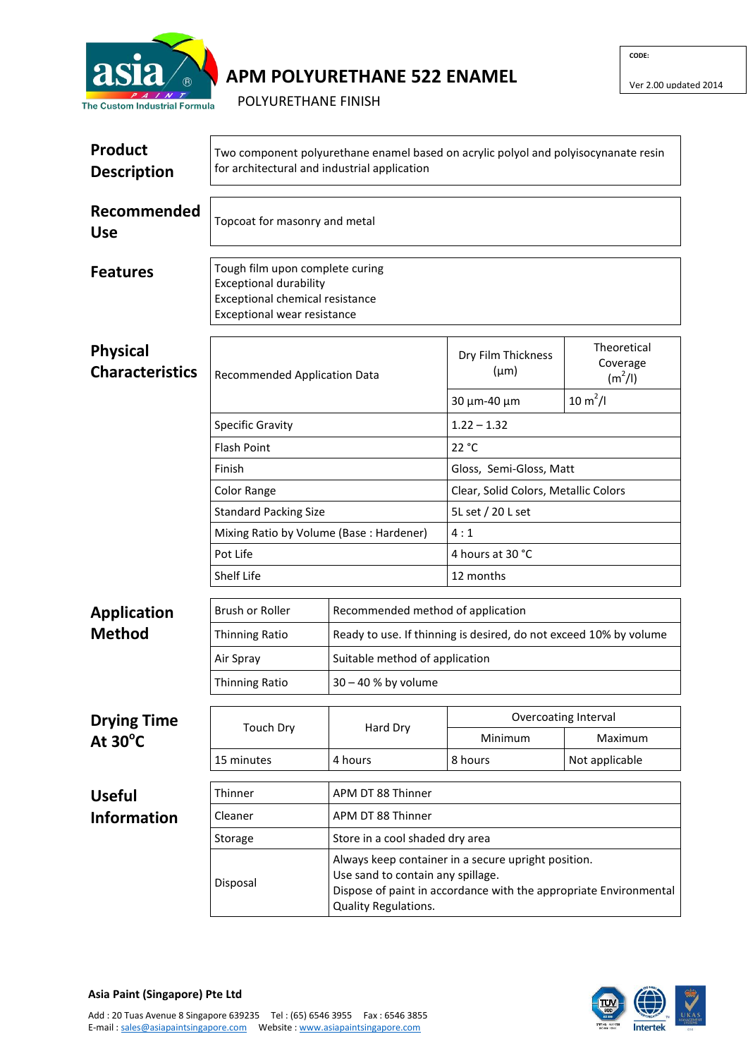asia PAINT
The Custom Industrial Formula

# APM POLYURETHANE 522 ENAMEL

POLYURETHANE FINISH

| CODE: |
| --- |
| Ver 2.00 updated 2014 |

## Product Description

Two component polyurethane enamel based on acrylic polyol and polyisocynanate resin for architectural and industrial application

## Recommended Use

Topcoat for masonry and metal

## Features

Tough film upon complete curing
Exceptional durability
Exceptional chemical resistance
Exceptional wear resistance

## Physical Characteristics

| Recommended Application Data | Dry Film Thickness (µm) | Theoretical Coverage ($m^2/l$) |
| --- | --- | --- |
| | 30 µm-40 µm | 10 $m^2/l$ |
| Specific Gravity | 1.22 – 1.32 | |
| Flash Point | 22 °C | |
| Finish | Gloss, Semi-Gloss, Matt | |
| Color Range | Clear, Solid Colors, Metallic Colors | |
| Standard Packing Size | 5L set / 20 L set | |
| Mixing Ratio by Volume (Base : Hardener) | 4 : 1 | |
| Pot Life | 4 hours at 30 °C | |
| Shelf Life | 12 months | |

## Application Method

| Brush or Roller | Recommended method of application |
| --- | --- |
| Thinning Ratio | Ready to use. If thinning is desired, do not exceed 10% by volume |
| Air Spray | Suitable method of application |
| Thinning Ratio | 30 – 40 % by volume |

## Drying Time At 30°C

| Touch Dry | Hard Dry | Overcoating Interval | |
| --- | --- | --- | --- |
| | | Minimum | Maximum |
| 15 minutes | 4 hours | 8 hours | Not applicable |

## Useful Information

| Thinner | APM DT 88 Thinner |
| --- | --- |
| Cleaner | APM DT 88 Thinner |
| Storage | Store in a cool shaded dry area |
| Disposal | Always keep container in a secure upright position. Use sand to contain any spillage. Dispose of paint in accordance with the appropriate Environmental Quality Regulations. |

**Asia Paint (Singapore) Pte Ltd**

Add : 20 Tuas Avenue 8 Singapore 639235 Tel : (65) 6546 3955 Fax : 6546 3855
E-mail : sales@asiapaintsingapore.com Website : www.asiapaintsingapore.com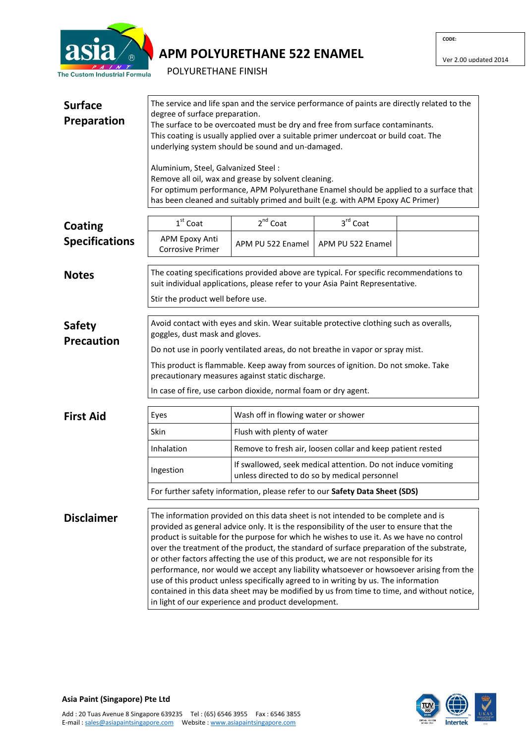# APM POLYURETHANE 522 ENAMEL

POLYURETHANE FINISH

CODE:

Ver 2.00 updated 2014

## Surface Preparation

The service and life span and the service performance of paints are directly related to the degree of surface preparation.
The surface to be overcoated must be dry and free from surface contaminants.
This coating is usually applied over a suitable primer undercoat or build coat. The underlying system should be sound and un-damaged.

Aluminium, Steel, Galvanized Steel :
Remove all oil, wax and grease by solvent cleaning.
For optimum performance, APM Polyurethane Enamel should be applied to a surface that has been cleaned and suitably primed and built (e.g. with APM Epoxy AC Primer)

## Coating Specifications

| 1st Coat | 2nd Coat | 3rd Coat | |
|---|---|---|---|
| APM Epoxy Anti Corrosive Primer | APM PU 522 Enamel | APM PU 522 Enamel | |

## Notes

The coating specifications provided above are typical. For specific recommendations to suit individual applications, please refer to your Asia Paint Representative.

Stir the product well before use.

## Safety Precaution

Avoid contact with eyes and skin. Wear suitable protective clothing such as overalls, goggles, dust mask and gloves.

Do not use in poorly ventilated areas, do not breathe in vapor or spray mist.

This product is flammable. Keep away from sources of ignition. Do not smoke. Take precautionary measures against static discharge.

In case of fire, use carbon dioxide, normal foam or dry agent.

## First Aid

| | |
|---|---|
| Eyes | Wash off in flowing water or shower |
| Skin | Flush with plenty of water |
| Inhalation | Remove to fresh air, loosen collar and keep patient rested |
| Ingestion | If swallowed, seek medical attention. Do not induce vomiting unless directed to do so by medical personnel |

For further safety information, please refer to our **Safety Data Sheet (SDS)**

## Disclaimer

The information provided on this data sheet is not intended to be complete and is provided as general advice only. It is the responsibility of the user to ensure that the product is suitable for the purpose for which he wishes to use it. As we have no control over the treatment of the product, the standard of surface preparation of the substrate, or other factors affecting the use of this product, we are not responsible for its performance, nor would we accept any liability whatsoever or howsoever arising from the use of this product unless specifically agreed to in writing by us. The information contained in this data sheet may be modified by us from time to time, and without notice, in light of our experience and product development.

**Asia Paint (Singapore) Pte Ltd**

Add : 20 Tuas Avenue 8 Singapore 639235 Tel : (65) 6546 3955 Fax : 6546 3855
E-mail : sales@asiapaintsingapore.com Website : www.asiapaintsingapore.com